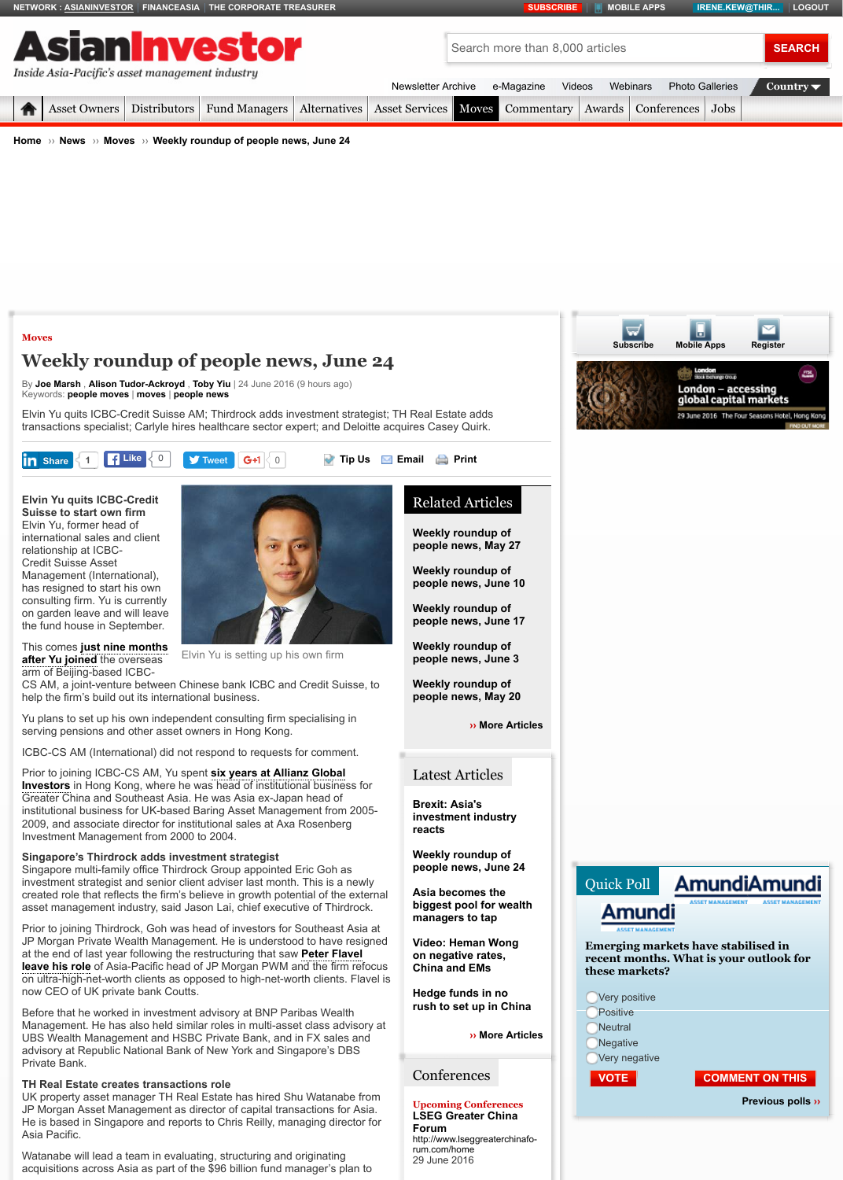Home › News › Moves › Weekly roundup of people news, June 24

Moves

# Weekly roundup of people news, June 24

By Joe Marsh , Alison Tudor-Ackroyd , Toby Yiu | 24 June 2016 (9 hours ago)
Keywords: people moves | moves | people news

Elvin Yu quits ICBC-Credit Suisse AM; Thirdrock adds investment strategist; TH Real Estate adds transactions specialist; Carlyle hires healthcare sector expert; and Deloitte acquires Casey Quirk.

**Elvin Yu quits ICBC-Credit Suisse to start own firm**
Elvin Yu, former head of international sales and client relationship at ICBC-Credit Suisse Asset Management (International), has resigned to start his own consulting firm. Yu is currently on garden leave and will leave the fund house in September.

Elvin Yu is setting up his own firm

This comes **just nine months after Yu joined** the overseas arm of Beijing-based ICBC-CS AM, a joint-venture between Chinese bank ICBC and Credit Suisse, to help the firm's build out its international business.

Yu plans to set up his own independent consulting firm specialising in serving pensions and other asset owners in Hong Kong.

ICBC-CS AM (International) did not respond to requests for comment.

Prior to joining ICBC-CS AM, Yu spent **six years at Allianz Global Investors** in Hong Kong, where he was head of institutional business for Greater China and Southeast Asia. He was Asia ex-Japan head of institutional business for UK-based Baring Asset Management from 2005-2009, and associate director for institutional sales at Axa Rosenberg Investment Management from 2000 to 2004.

**Singapore's Thirdrock adds investment strategist**
Singapore multi-family office Thirdrock Group appointed Eric Goh as investment strategist and senior client adviser last month. This is a newly created role that reflects the firm's believe in growth potential of the external asset management industry, said Jason Lai, chief executive of Thirdrock.

Prior to joining Thirdrock, Goh was head of investors for Southeast Asia at JP Morgan Private Wealth Management. He is understood to have resigned at the end of last year following the restructuring that saw **Peter Flavel leave his role** of Asia-Pacific head of JP Morgan PWM and the firm refocus on ultra-high-net-worth clients as opposed to high-net-worth clients. Flavel is now CEO of UK private bank Coutts.

Before that he worked in investment advisory at BNP Paribas Wealth Management. He has also held similar roles in multi-asset class advisory at UBS Wealth Management and HSBC Private Bank, and in FX sales and advisory at Republic National Bank of New York and Singapore's DBS Private Bank.

**TH Real Estate creates transactions role**
UK property asset manager TH Real Estate has hired Shu Watanabe from JP Morgan Asset Management as director of capital transactions for Asia. He is based in Singapore and reports to Chris Reilly, managing director for Asia Pacific.

Watanabe will lead a team in evaluating, structuring and originating acquisitions across Asia as part of the $96 billion fund manager's plan to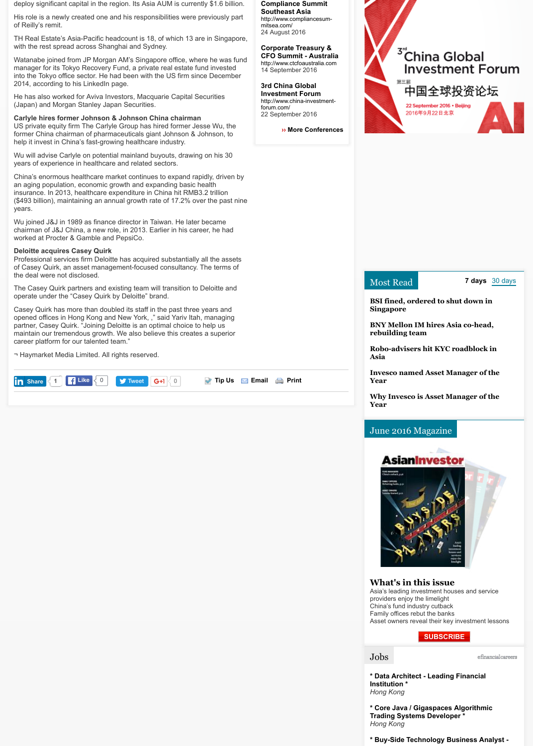deploy significant capital in the region. Its Asia AUM is currently $1.6 billion.

His role is a newly created one and his responsibilities were previously part of Reilly's remit.

TH Real Estate's Asia-Pacific headcount is 18, of which 13 are in Singapore, with the rest spread across Shanghai and Sydney.

Watanabe joined from JP Morgan AM's Singapore office, where he was fund manager for its Tokyo Recovery Fund, a private real estate fund invested into the Tokyo office sector. He had been with the US firm since December 2014, according to his LinkedIn page.

He has also worked for Aviva Investors, Macquarie Capital Securities (Japan) and Morgan Stanley Japan Securities.

**Carlyle hires former Johnson & Johnson China chairman**
US private equity firm The Carlyle Group has hired former Jesse Wu, the former China chairman of pharmaceuticals giant Johnson & Johnson, to help it invest in China's fast-growing healthcare industry.

Wu will advise Carlyle on potential mainland buyouts, drawing on his 30 years of experience in healthcare and related sectors.

China's enormous healthcare market continues to expand rapidly, driven by an aging population, economic growth and expanding basic health insurance. In 2013, healthcare expenditure in China hit RMB3.2 trillion ($493 billion), maintaining an annual growth rate of 17.2% over the past nine years.

Wu joined J&J in 1989 as finance director in Taiwan. He later became chairman of J&J China, a new role, in 2013. Earlier in his career, he had worked at Procter & Gamble and PepsiCo.

**Deloitte acquires Casey Quirk**
Professional services firm Deloitte has acquired substantially all the assets of Casey Quirk, an asset management-focused consultancy. The terms of the deal were not disclosed.

The Casey Quirk partners and existing team will transition to Deloitte and operate under the "Casey Quirk by Deloitte" brand.

Casey Quirk has more than doubled its staff in the past three years and opened offices in Hong Kong and New York, ," said Yariv Itah, managing partner, Casey Quirk. "Joining Deloitte is an optimal choice to help us maintain our tremendous growth. We also believe this creates a superior career platform for our talented team."

¬ Haymarket Media Limited. All rights reserved.

**Compliance Summit Southeast Asia**
http://www.compliancesum-mitsea.com/
24 August 2016

**Corporate Treasury & CFO Summit - Australia**
http://www.ctcfoaustralia.com
14 September 2016

**3rd China Global Investment Forum**
http://www.china-investment-forum.com/
22 September 2016

›› More Conferences

## Most Read

7 days 30 days

**BSI fined, ordered to shut down in Singapore**

**BNY Mellon IM hires Asia co-head, rebuilding team**

**Robo-advisers hit KYC roadblock in Asia**

**Invesco named Asset Manager of the Year**

**Why Invesco is Asset Manager of the Year**

## June 2016 Magazine

### What's in this issue

Asia's leading investment houses and service providers enjoy the limelight
China's fund industry cutback
Family offices rebut the banks
Asset owners reveal their key investment lessons

SUBSCRIBE

## Jobs

**\* Data Architect - Leading Financial Institution \***
*Hong Kong*

**\* Core Java / Gigaspaces Algorithmic Trading Systems Developer \***
*Hong Kong*

**\* Buy-Side Technology Business Analyst -**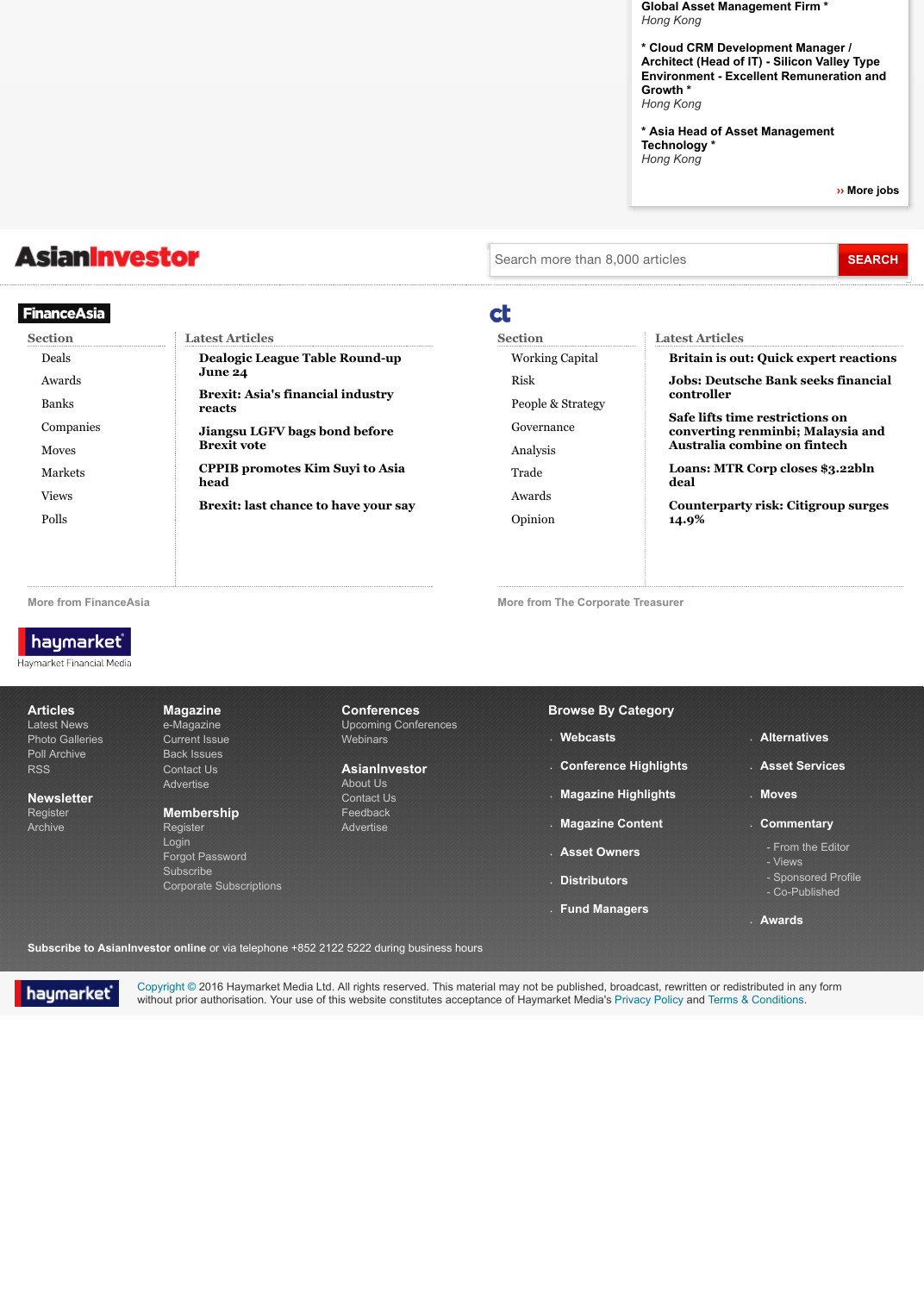**Global Asset Management Firm ***
*Hong Kong*

*** Cloud CRM Development Manager / Architect (Head of IT) - Silicon Valley Type Environment - Excellent Remuneration and Growth ***
*Hong Kong*

*** Asia Head of Asset Management Technology ***
*Hong Kong*

›› **More jobs**

# AsianInvestor

Search more than 8,000 articles **SEARCH**

## FinanceAsia

**Section**

- Deals
- Awards
- Banks
- Companies
- Moves
- Markets
- Views
- Polls

**Latest Articles**

- **Dealogic League Table Round-up June 24**
- **Brexit: Asia's financial industry reacts**
- **Jiangsu LGFV bags bond before Brexit vote**
- **CPPIB promotes Kim Suyi to Asia head**
- **Brexit: last chance to have your say**

More from FinanceAsia

## ct

**Section**

- Working Capital
- Risk
- People & Strategy
- Governance
- Analysis
- Trade
- Awards
- Opinion

**Latest Articles**

- **Britain is out: Quick expert reactions**
- **Jobs: Deutsche Bank seeks financial controller**
- **Safe lifts time restrictions on converting renminbi; Malaysia and Australia combine on fintech**
- **Loans: MTR Corp closes $3.22bln deal**
- **Counterparty risk: Citigroup surges 14.9%**

More from The Corporate Treasurer

haymarket
Haymarket Financial Media

**Articles**
- Latest News
- Photo Galleries
- Poll Archive
- RSS

**Newsletter**
- Register
- Archive

**Magazine**
- e-Magazine
- Current Issue
- Back Issues
- Contact Us
- Advertise

**Membership**
- Register
- Login
- Forgot Password
- Subscribe
- Corporate Subscriptions

**Conferences**
- Upcoming Conferences
- Webinars

**AsianInvestor**
- About Us
- Contact Us
- Feedback
- Advertise

**Browse By Category**
- **Webcasts**
- **Conference Highlights**
- **Magazine Highlights**
- **Magazine Content**
- **Asset Owners**
- **Distributors**
- **Fund Managers**
- **Alternatives**
- **Asset Services**
- **Moves**
- **Commentary**
  - From the Editor
  - Views
  - Sponsored Profile
  - Co-Published
- **Awards**

**Subscribe to AsianInvestor online** or via telephone +852 2122 5222 during business hours

haymarket

Copyright © 2016 Haymarket Media Ltd. All rights reserved. This material may not be published, broadcast, rewritten or redistributed in any form without prior authorisation. Your use of this website constitutes acceptance of Haymarket Media's Privacy Policy and Terms & Conditions.